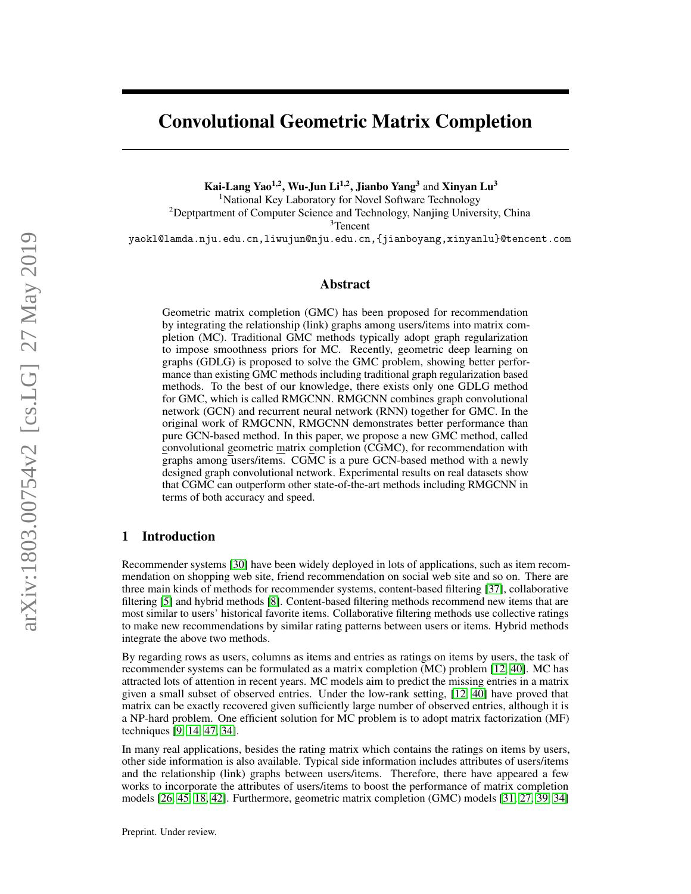# Convolutional Geometric Matrix Completion

**Kai-Lang Yao[1,2], Wu-Jun Li[1,2], Jianbo Yang[3] and Xinyan Lu[3]**

[1]National Key Laboratory for Novel Software Technology

[2]Deptpartment of Computer Science and Technology, Nanjing University, China

[3]Tencent

yaokl@lamda.nju.edu.cn,liwujun@nju.edu.cn,{jianboyang,xinyanlu}@tencent.com

## Abstract

Geometric matrix completion (GMC) has been proposed for recommendation by integrating the relationship (link) graphs among users/items into matrix completion (MC). Traditional GMC methods typically adopt graph regularization to impose smoothness priors for MC. Recently, geometric deep learning on graphs (GDLG) is proposed to solve the GMC problem, showing better performance than existing GMC methods including traditional graph regularization based methods. To the best of our knowledge, there exists only one GDLG method for GMC, which is called RMGCNN. RMGCNN combines graph convolutional network (GCN) and recurrent neural network (RNN) together for GMC. In the original work of RMGCNN, RMGCNN demonstrates better performance than pure GCN-based method. In this paper, we propose a new GMC method, called convolutional geometric matrix completion (CGMC), for recommendation with graphs among users/items. CGMC is a pure GCN-based method with a newly designed graph convolutional network. Experimental results on real datasets show that CGMC can outperform other state-of-the-art methods including RMGCNN in terms of both accuracy and speed.

## 1 Introduction

Recommender systems [30] have been widely deployed in lots of applications, such as item recommendation on shopping web site, friend recommendation on social web site and so on. There are three main kinds of methods for recommender systems, content-based filtering [37], collaborative filtering [5] and hybrid methods [8]. Content-based filtering methods recommend new items that are most similar to users' historical favorite items. Collaborative filtering methods use collective ratings to make new recommendations by similar rating patterns between users or items. Hybrid methods integrate the above two methods.

By regarding rows as users, columns as items and entries as ratings on items by users, the task of recommender systems can be formulated as a matrix completion (MC) problem [12, 40]. MC has attracted lots of attention in recent years. MC models aim to predict the missing entries in a matrix given a small subset of observed entries. Under the low-rank setting, [12, 40] have proved that matrix can be exactly recovered given sufficiently large number of observed entries, although it is a NP-hard problem. One efficient solution for MC problem is to adopt matrix factorization (MF) techniques [9, 14, 47, 34].

In many real applications, besides the rating matrix which contains the ratings on items by users, other side information is also available. Typical side information includes attributes of users/items and the relationship (link) graphs between users/items. Therefore, there have appeared a few works to incorporate the attributes of users/items to boost the performance of matrix completion models [26, 45, 18, 42]. Furthermore, geometric matrix completion (GMC) models [31, 27, 39, 34]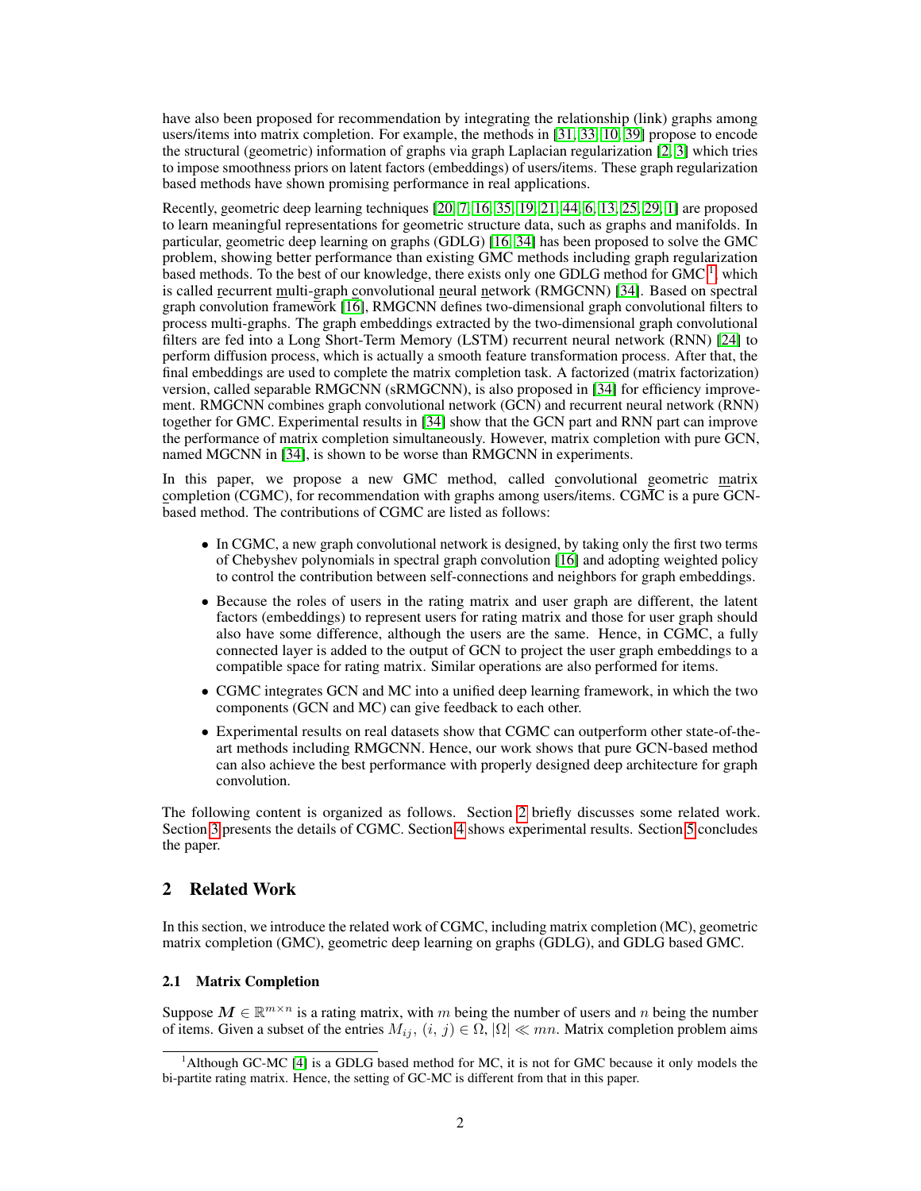have also been proposed for recommendation by integrating the relationship (link) graphs among users/items into matrix completion. For example, the methods in [31, 33, 10, 39] propose to encode the structural (geometric) information of graphs via graph Laplacian regularization [2, 3] which tries to impose smoothness priors on latent factors (embeddings) of users/items. These graph regularization based methods have shown promising performance in real applications.

Recently, geometric deep learning techniques [20, 7, 16, 35, 19, 21, 44, 6, 13, 25, 29, 1] are proposed to learn meaningful representations for geometric structure data, such as graphs and manifolds. In particular, geometric deep learning on graphs (GDLG) [16, 34] has been proposed to solve the GMC problem, showing better performance than existing GMC methods including graph regularization based methods. To the best of our knowledge, there exists only one GDLG method for GMC [1], which is called recurrent multi-graph convolutional neural network (RMGCNN) [34]. Based on spectral graph convolution framework [16], RMGCNN defines two-dimensional graph convolutional filters to process multi-graphs. The graph embeddings extracted by the two-dimensional graph convolutional filters are fed into a Long Short-Term Memory (LSTM) recurrent neural network (RNN) [24] to perform diffusion process, which is actually a smooth feature transformation process. After that, the final embeddings are used to complete the matrix completion task. A factorized (matrix factorization) version, called separable RMGCNN (sRMGCNN), is also proposed in [34] for efficiency improvement. RMGCNN combines graph convolutional network (GCN) and recurrent neural network (RNN) together for GMC. Experimental results in [34] show that the GCN part and RNN part can improve the performance of matrix completion simultaneously. However, matrix completion with pure GCN, named MGCNN in [34], is shown to be worse than RMGCNN in experiments.

In this paper, we propose a new GMC method, called convolutional geometric matrix completion (CGMC), for recommendation with graphs among users/items. CGMC is a pure GCN-based method. The contributions of CGMC are listed as follows:

- In CGMC, a new graph convolutional network is designed, by taking only the first two terms of Chebyshev polynomials in spectral graph convolution [16] and adopting weighted policy to control the contribution between self-connections and neighbors for graph embeddings.
- Because the roles of users in the rating matrix and user graph are different, the latent factors (embeddings) to represent users for rating matrix and those for user graph should also have some difference, although the users are the same. Hence, in CGMC, a fully connected layer is added to the output of GCN to project the user graph embeddings to a compatible space for rating matrix. Similar operations are also performed for items.
- CGMC integrates GCN and MC into a unified deep learning framework, in which the two components (GCN and MC) can give feedback to each other.
- Experimental results on real datasets show that CGMC can outperform other state-of-the-art methods including RMGCNN. Hence, our work shows that pure GCN-based method can also achieve the best performance with properly designed deep architecture for graph convolution.

The following content is organized as follows. Section 2 briefly discusses some related work. Section 3 presents the details of CGMC. Section 4 shows experimental results. Section 5 concludes the paper.

## 2 Related Work

In this section, we introduce the related work of CGMC, including matrix completion (MC), geometric matrix completion (GMC), geometric deep learning on graphs (GDLG), and GDLG based GMC.

### 2.1 Matrix Completion

Suppose $\boldsymbol{M} \in \mathbb{R}^{m \times n}$ is a rating matrix, with $m$ being the number of users and $n$ being the number of items. Given a subset of the entries $M_{ij}$, $(i, j) \in \Omega$, $|\Omega| \ll mn$. Matrix completion problem aims

[1] Although GC-MC [4] is a GDLG based method for MC, it is not for GMC because it only models the bi-partite rating matrix. Hence, the setting of GC-MC is different from that in this paper.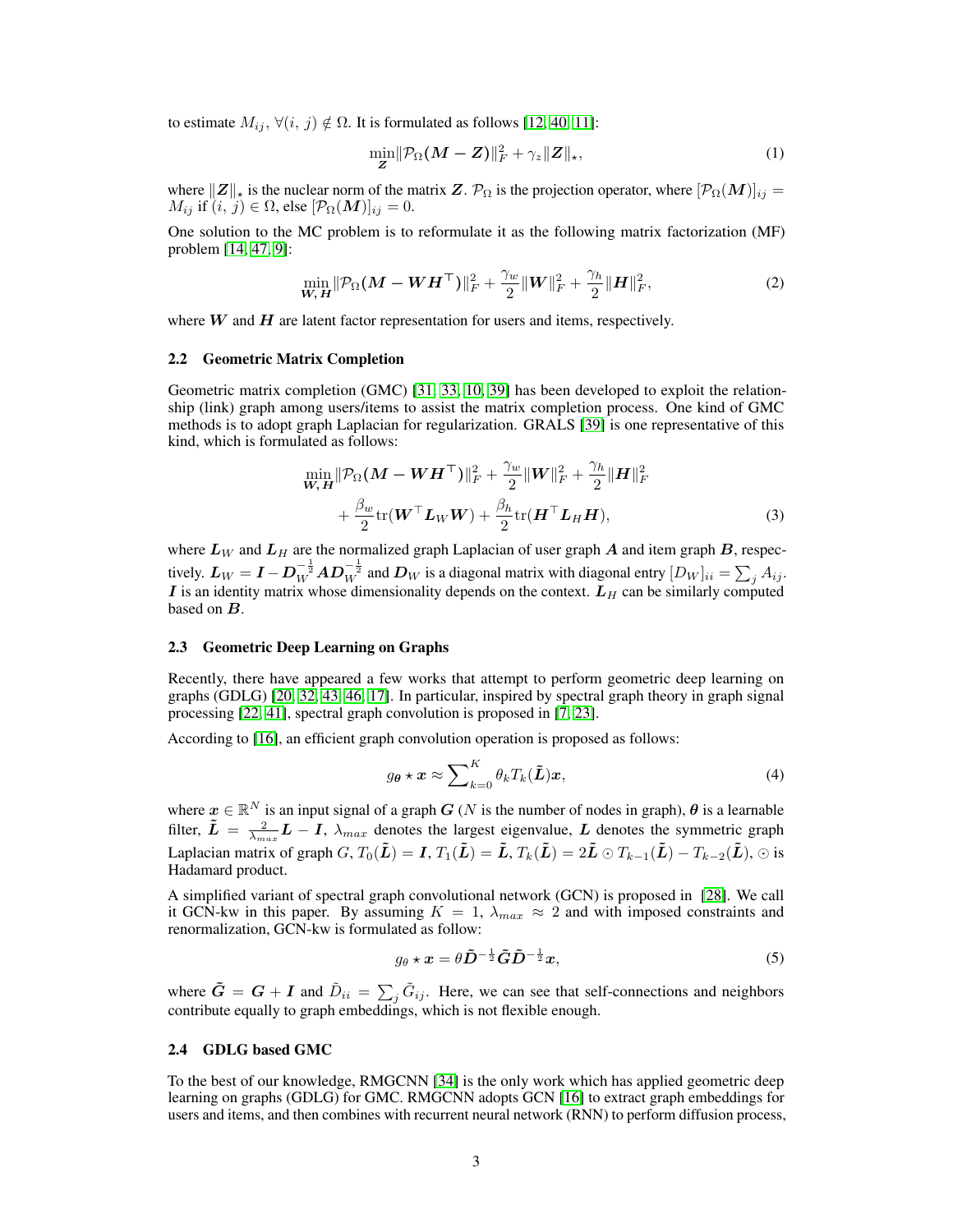to estimate $M_{ij}$, $\forall(i, j) \notin \Omega$. It is formulated as follows [12, 40, 11]:

$$\min_{\boldsymbol{Z}} \|\mathcal{P}_\Omega(\boldsymbol{M} - \boldsymbol{Z})\|_F^2 + \gamma_z \|\boldsymbol{Z}\|_\star, \tag{1}$$

where $\|\boldsymbol{Z}\|_\star$ is the nuclear norm of the matrix $\boldsymbol{Z}$. $\mathcal{P}_\Omega$ is the projection operator, where $[\mathcal{P}_\Omega(\boldsymbol{M})]_{ij} = M_{ij}$ if $(i, j) \in \Omega$, else $[\mathcal{P}_\Omega(\boldsymbol{M})]_{ij} = 0$.

One solution to the MC problem is to reformulate it as the following matrix factorization (MF) problem [14, 47, 9]:

$$\min_{\boldsymbol{W}, \boldsymbol{H}} \|\mathcal{P}_\Omega(\boldsymbol{M} - \boldsymbol{W}\boldsymbol{H}^\top)\|_F^2 + \frac{\gamma_w}{2}\|\boldsymbol{W}\|_F^2 + \frac{\gamma_h}{2}\|\boldsymbol{H}\|_F^2, \tag{2}$$

where $\boldsymbol{W}$ and $\boldsymbol{H}$ are latent factor representation for users and items, respectively.

### 2.2 Geometric Matrix Completion

Geometric matrix completion (GMC) [31, 33, 10, 39] has been developed to exploit the relationship (link) graph among users/items to assist the matrix completion process. One kind of GMC methods is to adopt graph Laplacian for regularization. GRALS [39] is one representative of this kind, which is formulated as follows:

$$\begin{aligned}\min_{\boldsymbol{W}, \boldsymbol{H}} &\|\mathcal{P}_\Omega(\boldsymbol{M} - \boldsymbol{W}\boldsymbol{H}^\top)\|_F^2 + \frac{\gamma_w}{2}\|\boldsymbol{W}\|_F^2 + \frac{\gamma_h}{2}\|\boldsymbol{H}\|_F^2 \\ &+ \frac{\beta_w}{2}\mathrm{tr}(\boldsymbol{W}^\top \boldsymbol{L}_W \boldsymbol{W}) + \frac{\beta_h}{2}\mathrm{tr}(\boldsymbol{H}^\top \boldsymbol{L}_H \boldsymbol{H}),\end{aligned} \tag{3}$$

where $\boldsymbol{L}_W$ and $\boldsymbol{L}_H$ are the normalized graph Laplacian of user graph $\boldsymbol{A}$ and item graph $\boldsymbol{B}$, respectively. $\boldsymbol{L}_W = \boldsymbol{I} - \boldsymbol{D}_W^{-\frac{1}{2}}\boldsymbol{A}\boldsymbol{D}_W^{-\frac{1}{2}}$ and $\boldsymbol{D}_W$ is a diagonal matrix with diagonal entry $[D_W]_{ii} = \sum_j A_{ij}$. $\boldsymbol{I}$ is an identity matrix whose dimensionality depends on the context. $\boldsymbol{L}_H$ can be similarly computed based on $\boldsymbol{B}$.

### 2.3 Geometric Deep Learning on Graphs

Recently, there have appeared a few works that attempt to perform geometric deep learning on graphs (GDLG) [20, 32, 43, 46, 17]. In particular, inspired by spectral graph theory in graph signal processing [22, 41], spectral graph convolution is proposed in [7, 23].

According to [16], an efficient graph convolution operation is proposed as follows:

$$g_{\boldsymbol{\theta}} \star \boldsymbol{x} \approx \sum_{k=0}^{K} \theta_k T_k(\tilde{\boldsymbol{L}})\boldsymbol{x}, \tag{4}$$

where $\boldsymbol{x} \in \mathbb{R}^N$ is an input signal of a graph $\boldsymbol{G}$ ($N$ is the number of nodes in graph), $\boldsymbol{\theta}$ is a learnable filter, $\tilde{\boldsymbol{L}} = \frac{2}{\lambda_{max}}\boldsymbol{L} - \boldsymbol{I}$, $\lambda_{max}$ denotes the largest eigenvalue, $\boldsymbol{L}$ denotes the symmetric graph Laplacian matrix of graph $G$, $T_0(\tilde{\boldsymbol{L}}) = \boldsymbol{I}$, $T_1(\tilde{\boldsymbol{L}}) = \tilde{\boldsymbol{L}}$, $T_k(\tilde{\boldsymbol{L}}) = 2\tilde{\boldsymbol{L}} \odot T_{k-1}(\tilde{\boldsymbol{L}}) - T_{k-2}(\tilde{\boldsymbol{L}})$, $\odot$ is Hadamard product.

A simplified variant of spectral graph convolutional network (GCN) is proposed in [28]. We call it GCN-kw in this paper. By assuming $K = 1$, $\lambda_{max} \approx 2$ and with imposed constraints and renormalization, GCN-kw is formulated as follow:

$$g_\theta \star \boldsymbol{x} = \theta \tilde{\boldsymbol{D}}^{-\frac{1}{2}} \tilde{\boldsymbol{G}} \tilde{\boldsymbol{D}}^{-\frac{1}{2}} \boldsymbol{x}, \tag{5}$$

where $\tilde{\boldsymbol{G}} = \boldsymbol{G} + \boldsymbol{I}$ and $\tilde{D}_{ii} = \sum_j \tilde{G}_{ij}$. Here, we can see that self-connections and neighbors contribute equally to graph embeddings, which is not flexible enough.

### 2.4 GDLG based GMC

To the best of our knowledge, RMGCNN [34] is the only work which has applied geometric deep learning on graphs (GDLG) for GMC. RMGCNN adopts GCN [16] to extract graph embeddings for users and items, and then combines with recurrent neural network (RNN) to perform diffusion process,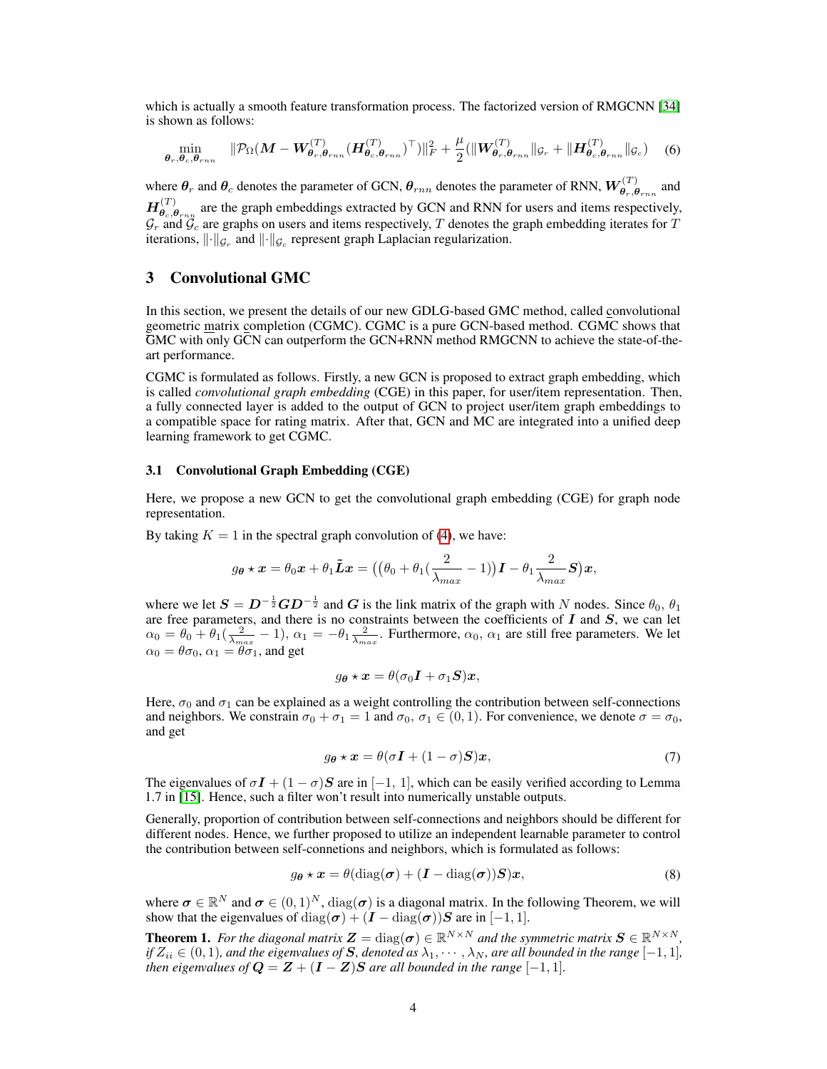which is actually a smooth feature transformation process. The factorized version of RMGCNN [34] is shown as follows:

$$\min_{\boldsymbol{\theta}_r, \boldsymbol{\theta}_c, \boldsymbol{\theta}_{rnn}} \quad \|\mathcal{P}_\Omega(\boldsymbol{M} - \boldsymbol{W}^{(T)}_{\boldsymbol{\theta}_r, \boldsymbol{\theta}_{rnn}} (\boldsymbol{H}^{(T)}_{\boldsymbol{\theta}_c, \boldsymbol{\theta}_{rnn}})^\top)\|_F^2 + \frac{\mu}{2}(\|\boldsymbol{W}^{(T)}_{\boldsymbol{\theta}_r, \boldsymbol{\theta}_{rnn}}\|_{\mathcal{G}_r} + \|\boldsymbol{H}^{(T)}_{\boldsymbol{\theta}_c, \boldsymbol{\theta}_{rnn}}\|_{\mathcal{G}_c}) \tag{6}$$

where $\boldsymbol{\theta}_r$ and $\boldsymbol{\theta}_c$ denotes the parameter of GCN, $\boldsymbol{\theta}_{rnn}$ denotes the parameter of RNN, $\boldsymbol{W}^{(T)}_{\boldsymbol{\theta}_r, \boldsymbol{\theta}_{rnn}}$ and $\boldsymbol{H}^{(T)}_{\boldsymbol{\theta}_c, \boldsymbol{\theta}_{rnn}}$ are the graph embeddings extracted by GCN and RNN for users and items respectively, $\mathcal{G}_r$ and $\mathcal{G}_c$ are graphs on users and items respectively, $T$ denotes the graph embedding iterates for $T$ iterations, $\|\cdot\|_{\mathcal{G}_r}$ and $\|\cdot\|_{\mathcal{G}_c}$ represent graph Laplacian regularization.

## 3 Convolutional GMC

In this section, we present the details of our new GDLG-based GMC method, called convolutional geometric matrix completion (CGMC). CGMC is a pure GCN-based method. CGMC shows that GMC with only GCN can outperform the GCN+RNN method RMGCNN to achieve the state-of-the-art performance.

CGMC is formulated as follows. Firstly, a new GCN is proposed to extract graph embedding, which is called *convolutional graph embedding* (CGE) in this paper, for user/item representation. Then, a fully connected layer is added to the output of GCN to project user/item graph embeddings to a compatible space for rating matrix. After that, GCN and MC are integrated into a unified deep learning framework to get CGMC.

### 3.1 Convolutional Graph Embedding (CGE)

Here, we propose a new GCN to get the convolutional graph embedding (CGE) for graph node representation.

By taking $K = 1$ in the spectral graph convolution of (4), we have:

$$g_{\boldsymbol{\theta}} \star \boldsymbol{x} = \theta_0 \boldsymbol{x} + \theta_1 \tilde{\boldsymbol{L}} \boldsymbol{x} = \big(\big(\theta_0 + \theta_1(\frac{2}{\lambda_{max}} - 1)\big)\boldsymbol{I} - \theta_1 \frac{2}{\lambda_{max}} \boldsymbol{S}\big)\boldsymbol{x},$$

where we let $\boldsymbol{S} = \boldsymbol{D}^{-\frac{1}{2}} \boldsymbol{G} \boldsymbol{D}^{-\frac{1}{2}}$ and $\boldsymbol{G}$ is the link matrix of the graph with $N$ nodes. Since $\theta_0$, $\theta_1$ are free parameters, and there is no constraints between the coefficients of $\boldsymbol{I}$ and $\boldsymbol{S}$, we can let $\alpha_0 = \theta_0 + \theta_1(\frac{2}{\lambda_{max}} - 1)$, $\alpha_1 = -\theta_1 \frac{2}{\lambda_{max}}$. Furthermore, $\alpha_0$, $\alpha_1$ are still free parameters. We let $\alpha_0 = \theta\sigma_0$, $\alpha_1 = \theta\sigma_1$, and get

$$g_{\boldsymbol{\theta}} \star \boldsymbol{x} = \theta(\sigma_0 \boldsymbol{I} + \sigma_1 \boldsymbol{S})\boldsymbol{x},$$

Here, $\sigma_0$ and $\sigma_1$ can be explained as a weight controlling the contribution between self-connections and neighbors. We constrain $\sigma_0 + \sigma_1 = 1$ and $\sigma_0,\ \sigma_1 \in (0, 1)$. For convenience, we denote $\sigma = \sigma_0$, and get

$$g_{\boldsymbol{\theta}} \star \boldsymbol{x} = \theta(\sigma \boldsymbol{I} + (1 - \sigma)\boldsymbol{S})\boldsymbol{x}, \tag{7}$$

The eigenvalues of $\sigma \boldsymbol{I} + (1 - \sigma)\boldsymbol{S}$ are in $[-1,\ 1]$, which can be easily verified according to Lemma 1.7 in [15]. Hence, such a filter won't result into numerically unstable outputs.

Generally, proportion of contribution between self-connections and neighbors should be different for different nodes. Hence, we further proposed to utilize an independent learnable parameter to control the contribution between self-connetions and neighbors, which is formulated as follows:

$$g_{\boldsymbol{\theta}} \star \boldsymbol{x} = \theta(\operatorname{diag}(\boldsymbol{\sigma}) + (\boldsymbol{I} - \operatorname{diag}(\boldsymbol{\sigma}))\boldsymbol{S})\boldsymbol{x}, \tag{8}$$

where $\boldsymbol{\sigma} \in \mathbb{R}^N$ and $\boldsymbol{\sigma} \in (0, 1)^N$, $\operatorname{diag}(\boldsymbol{\sigma})$ is a diagonal matrix. In the following Theorem, we will show that the eigenvalues of $\operatorname{diag}(\boldsymbol{\sigma}) + (\boldsymbol{I} - \operatorname{diag}(\boldsymbol{\sigma}))\boldsymbol{S}$ are in $[-1, 1]$.

**Theorem 1.** *For the diagonal matrix $\boldsymbol{Z} = \operatorname{diag}(\boldsymbol{\sigma}) \in \mathbb{R}^{N \times N}$ and the symmetric matrix $\boldsymbol{S} \in \mathbb{R}^{N \times N}$, if $Z_{ii} \in (0, 1)$, and the eigenvalues of $\boldsymbol{S}$, denoted as $\lambda_1, \cdots, \lambda_N$, are all bounded in the range $[-1, 1]$, then eigenvalues of $\boldsymbol{Q} = \boldsymbol{Z} + (\boldsymbol{I} - \boldsymbol{Z})\boldsymbol{S}$ are all bounded in the range $[-1, 1]$.*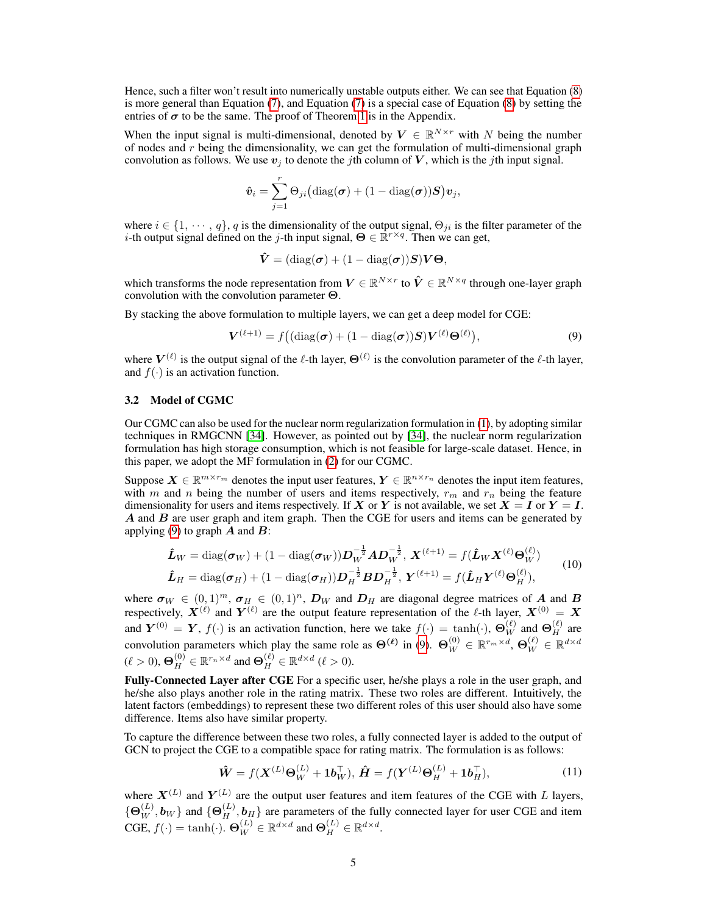Hence, such a filter won't result into numerically unstable outputs either. We can see that Equation (8) is more general than Equation (7), and Equation (7) is a special case of Equation (8) by setting the entries of $\boldsymbol{\sigma}$ to be the same. The proof of Theorem 1 is in the Appendix.

When the input signal is multi-dimensional, denoted by $\boldsymbol{V} \in \mathbb{R}^{N \times r}$ with $N$ being the number of nodes and $r$ being the dimensionality, we can get the formulation of multi-dimensional graph convolution as follows. We use $\boldsymbol{v}_j$ to denote the $j$th column of $\boldsymbol{V}$, which is the $j$th input signal.

$$\hat{\boldsymbol{v}}_i = \sum_{j=1}^{r} \Theta_{ji} \big( \mathrm{diag}(\boldsymbol{\sigma}) + (1 - \mathrm{diag}(\boldsymbol{\sigma})) \boldsymbol{S} \big) \boldsymbol{v}_j,$$

where $i \in \{1, \cdots, q\}$, $q$ is the dimensionality of the output signal, $\Theta_{ji}$ is the filter parameter of the $i$-th output signal defined on the $j$-th input signal, $\boldsymbol{\Theta} \in \mathbb{R}^{r \times q}$. Then we can get,

$$\hat{\boldsymbol{V}} = (\mathrm{diag}(\boldsymbol{\sigma}) + (1 - \mathrm{diag}(\boldsymbol{\sigma}))\boldsymbol{S})\boldsymbol{V}\boldsymbol{\Theta},$$

which transforms the node representation from $\boldsymbol{V} \in \mathbb{R}^{N \times r}$ to $\hat{\boldsymbol{V}} \in \mathbb{R}^{N \times q}$ through one-layer graph convolution with the convolution parameter $\boldsymbol{\Theta}$.

By stacking the above formulation to multiple layers, we can get a deep model for CGE:

$$\boldsymbol{V}^{(\ell+1)} = f\big( (\mathrm{diag}(\boldsymbol{\sigma}) + (1 - \mathrm{diag}(\boldsymbol{\sigma}))\boldsymbol{S}) \boldsymbol{V}^{(\ell)} \boldsymbol{\Theta}^{(\ell)} \big), \tag{9}$$

where $\boldsymbol{V}^{(\ell)}$ is the output signal of the $\ell$-th layer, $\boldsymbol{\Theta}^{(\ell)}$ is the convolution parameter of the $\ell$-th layer, and $f(\cdot)$ is an activation function.

### 3.2 Model of CGMC

Our CGMC can also be used for the nuclear norm regularization formulation in (1), by adopting similar techniques in RMGCNN [34]. However, as pointed out by [34], the nuclear norm regularization formulation has high storage consumption, which is not feasible for large-scale dataset. Hence, in this paper, we adopt the MF formulation in (2) for our CGMC.

Suppose $\boldsymbol{X} \in \mathbb{R}^{m \times r_m}$ denotes the input user features, $\boldsymbol{Y} \in \mathbb{R}^{n \times r_n}$ denotes the input item features, with $m$ and $n$ being the number of users and items respectively, $r_m$ and $r_n$ being the feature dimensionality for users and items respectively. If $\boldsymbol{X}$ or $\boldsymbol{Y}$ is not available, we set $\boldsymbol{X} = \boldsymbol{I}$ or $\boldsymbol{Y} = \boldsymbol{I}$. $\boldsymbol{A}$ and $\boldsymbol{B}$ are user graph and item graph. Then the CGE for users and items can be generated by applying (9) to graph $\boldsymbol{A}$ and $\boldsymbol{B}$:

$$\begin{aligned} \hat{\boldsymbol{L}}_W &= \mathrm{diag}(\boldsymbol{\sigma}_W) + (1 - \mathrm{diag}(\boldsymbol{\sigma}_W))\boldsymbol{D}_W^{-\frac{1}{2}} \boldsymbol{A} \boldsymbol{D}_W^{-\frac{1}{2}}, \ \boldsymbol{X}^{(\ell+1)} = f(\hat{\boldsymbol{L}}_W \boldsymbol{X}^{(\ell)} \boldsymbol{\Theta}_W^{(\ell)}) \\ \hat{\boldsymbol{L}}_H &= \mathrm{diag}(\boldsymbol{\sigma}_H) + (1 - \mathrm{diag}(\boldsymbol{\sigma}_H))\boldsymbol{D}_H^{-\frac{1}{2}} \boldsymbol{B} \boldsymbol{D}_H^{-\frac{1}{2}}, \ \boldsymbol{Y}^{(\ell+1)} = f(\hat{\boldsymbol{L}}_H \boldsymbol{Y}^{(\ell)} \boldsymbol{\Theta}_H^{(\ell)}), \end{aligned} \tag{10}$$

where $\boldsymbol{\sigma}_W \in (0,1)^m$, $\boldsymbol{\sigma}_H \in (0,1)^n$, $\boldsymbol{D}_W$ and $\boldsymbol{D}_H$ are diagonal degree matrices of $\boldsymbol{A}$ and $\boldsymbol{B}$ respectively, $\boldsymbol{X}^{(\ell)}$ and $\boldsymbol{Y}^{(\ell)}$ are the output feature representation of the $\ell$-th layer, $\boldsymbol{X}^{(0)} = \boldsymbol{X}$ and $\boldsymbol{Y}^{(0)} = \boldsymbol{Y}$, $f(\cdot)$ is an activation function, here we take $f(\cdot) = \tanh(\cdot)$, $\boldsymbol{\Theta}_W^{(\ell)}$ and $\boldsymbol{\Theta}_H^{(\ell)}$ are convolution parameters which play the same role as $\boldsymbol{\Theta}^{(\ell)}$ in (9). $\boldsymbol{\Theta}_W^{(0)} \in \mathbb{R}^{r_m \times d}$, $\boldsymbol{\Theta}_W^{(\ell)} \in \mathbb{R}^{d \times d}$ ($\ell > 0$), $\boldsymbol{\Theta}_H^{(0)} \in \mathbb{R}^{r_n \times d}$ and $\boldsymbol{\Theta}_H^{(\ell)} \in \mathbb{R}^{d \times d}$ ($\ell > 0$).

**Fully-Connected Layer after CGE** For a specific user, he/she plays a role in the user graph, and he/she also plays another role in the rating matrix. These two roles are different. Intuitively, the latent factors (embeddings) to represent these two different roles of this user should also have some difference. Items also have similar property.

To capture the difference between these two roles, a fully connected layer is added to the output of GCN to project the CGE to a compatible space for rating matrix. The formulation is as follows:

$$\hat{\boldsymbol{W}} = f(\boldsymbol{X}^{(L)} \boldsymbol{\Theta}_W^{(L)} + \boldsymbol{1}\boldsymbol{b}_W^\top), \ \hat{\boldsymbol{H}} = f(\boldsymbol{Y}^{(L)} \boldsymbol{\Theta}_H^{(L)} + \boldsymbol{1}\boldsymbol{b}_H^\top), \tag{11}$$

where $\boldsymbol{X}^{(L)}$ and $\boldsymbol{Y}^{(L)}$ are the output user features and item features of the CGE with $L$ layers, $\{\boldsymbol{\Theta}_W^{(L)}, \boldsymbol{b}_W\}$ and $\{\boldsymbol{\Theta}_H^{(L)}, \boldsymbol{b}_H\}$ are parameters of the fully connected layer for user CGE and item CGE, $f(\cdot) = \tanh(\cdot)$. $\boldsymbol{\Theta}_W^{(L)} \in \mathbb{R}^{d \times d}$ and $\boldsymbol{\Theta}_H^{(L)} \in \mathbb{R}^{d \times d}$.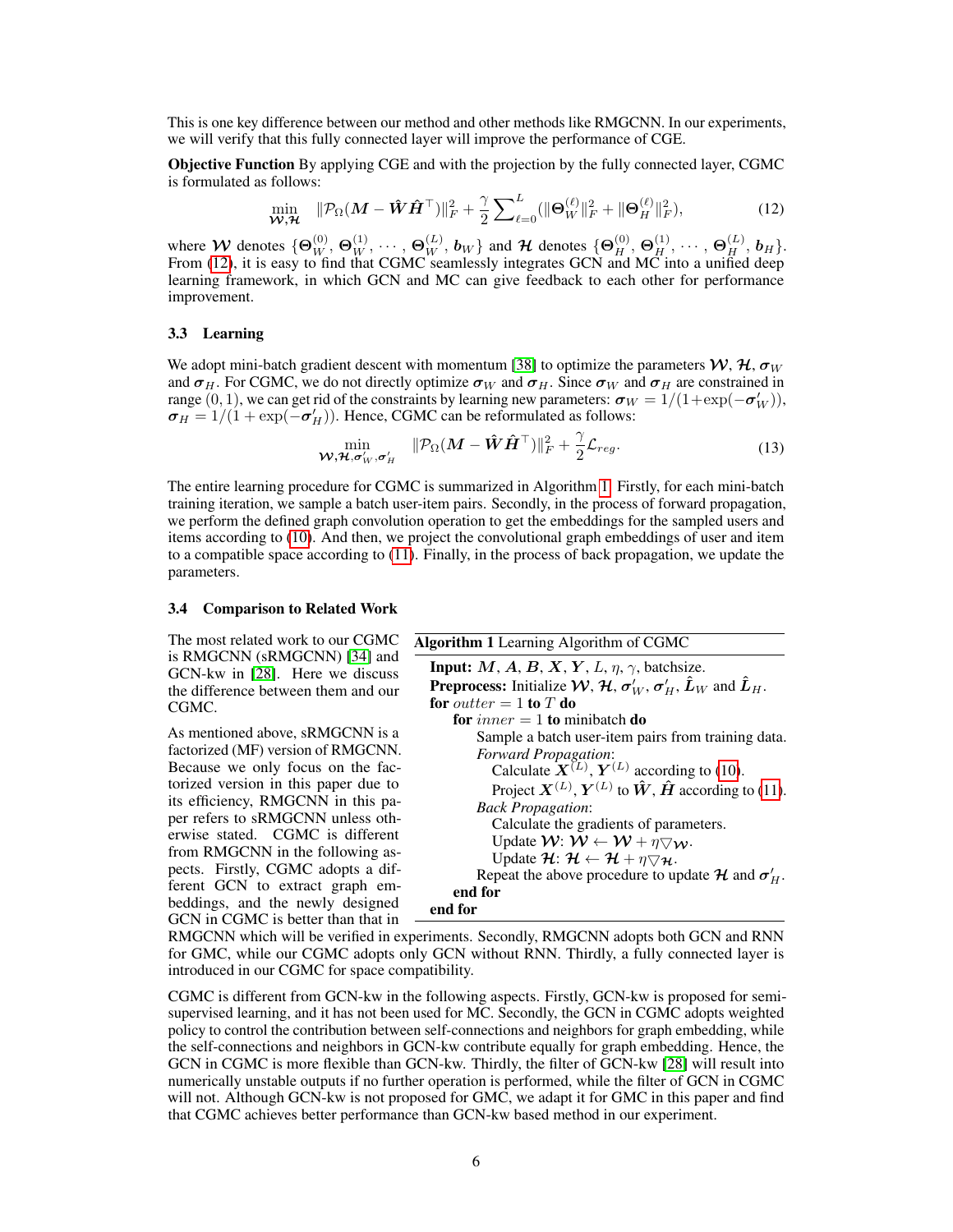This is one key difference between our method and other methods like RMGCNN. In our experiments, we will verify that this fully connected layer will improve the performance of CGE.

**Objective Function** By applying CGE and with the projection by the fully connected layer, CGMC is formulated as follows:

$$\min_{\mathcal{W},\mathcal{H}} \quad \|\mathcal{P}_\Omega(\boldsymbol{M} - \hat{\boldsymbol{W}}\hat{\boldsymbol{H}}^\top)\|_F^2 + \frac{\gamma}{2}\sum\nolimits_{\ell=0}^{L}(\|\boldsymbol{\Theta}_W^{(\ell)}\|_F^2 + \|\boldsymbol{\Theta}_H^{(\ell)}\|_F^2), \tag{12}$$

where $\mathcal{W}$ denotes $\{\boldsymbol{\Theta}_W^{(0)}, \boldsymbol{\Theta}_W^{(1)}, \cdots, \boldsymbol{\Theta}_W^{(L)}, \boldsymbol{b}_W\}$ and $\mathcal{H}$ denotes $\{\boldsymbol{\Theta}_H^{(0)}, \boldsymbol{\Theta}_H^{(1)}, \cdots, \boldsymbol{\Theta}_H^{(L)}, \boldsymbol{b}_H\}$. From (12), it is easy to find that CGMC seamlessly integrates GCN and MC into a unified deep learning framework, in which GCN and MC can give feedback to each other for performance improvement.

### 3.3 Learning

We adopt mini-batch gradient descent with momentum [38] to optimize the parameters $\mathcal{W}$, $\mathcal{H}$, $\boldsymbol{\sigma}_W$ and $\boldsymbol{\sigma}_H$. For CGMC, we do not directly optimize $\boldsymbol{\sigma}_W$ and $\boldsymbol{\sigma}_H$. Since $\boldsymbol{\sigma}_W$ and $\boldsymbol{\sigma}_H$ are constrained in range $(0, 1)$, we can get rid of the constraints by learning new parameters: $\boldsymbol{\sigma}_W = 1/(1+\exp(-\boldsymbol{\sigma}'_W))$, $\boldsymbol{\sigma}_H = 1/(1+\exp(-\boldsymbol{\sigma}'_H))$. Hence, CGMC can be reformulated as follows:

$$\min_{\mathcal{W},\mathcal{H},\boldsymbol{\sigma}'_W,\boldsymbol{\sigma}'_H} \quad \|\mathcal{P}_\Omega(\boldsymbol{M} - \hat{\boldsymbol{W}}\hat{\boldsymbol{H}}^\top)\|_F^2 + \frac{\gamma}{2}\mathcal{L}_{reg}. \tag{13}$$

The entire learning procedure for CGMC is summarized in Algorithm 1. Firstly, for each mini-batch training iteration, we sample a batch user-item pairs. Secondly, in the process of forward propagation, we perform the defined graph convolution operation to get the embeddings for the sampled users and items according to (10). And then, we project the convolutional graph embeddings of user and item to a compatible space according to (11). Finally, in the process of back propagation, we update the parameters.

### 3.4 Comparison to Related Work

**Algorithm 1** Learning Algorithm of CGMC

**Input:** $\boldsymbol{M}$, $\boldsymbol{A}$, $\boldsymbol{B}$, $\boldsymbol{X}$, $\boldsymbol{Y}$, $L$, $\eta$, $\gamma$, batchsize.
**Preprocess:** Initialize $\mathcal{W}$, $\mathcal{H}$, $\boldsymbol{\sigma}'_W$, $\boldsymbol{\sigma}'_H$, $\hat{\boldsymbol{L}}_W$ and $\hat{\boldsymbol{L}}_H$.
**for** *outter* $= 1$ **to** $T$ **do**
  **for** *inner* $= 1$ **to** minibatch **do**
    Sample a batch user-item pairs from training data.
    *Forward Propagation*:
      Calculate $\boldsymbol{X}^{(L)}$, $\boldsymbol{Y}^{(L)}$ according to (10).
      Project $\boldsymbol{X}^{(L)}$, $\boldsymbol{Y}^{(L)}$ to $\hat{\boldsymbol{W}}$, $\hat{\boldsymbol{H}}$ according to (11).
    *Back Propagation*:
      Calculate the gradients of parameters.
      Update $\mathcal{W}$: $\mathcal{W} \leftarrow \mathcal{W} + \eta\bigtriangledown_{\mathcal{W}}$.
      Update $\mathcal{H}$: $\mathcal{H} \leftarrow \mathcal{H} + \eta\bigtriangledown_{\mathcal{H}}$.
    Repeat the above procedure to update $\mathcal{H}$ and $\boldsymbol{\sigma}'_H$.
  **end for**
**end for**

The most related work to our CGMC is RMGCNN (sRMGCNN) [34] and GCN-kw in [28]. Here we discuss the difference between them and our CGMC.

As mentioned above, sRMGCNN is a factorized (MF) version of RMGCNN. Because we only focus on the factorized version in this paper due to its efficiency, RMGCNN in this paper refers to sRMGCNN unless otherwise stated. CGMC is different from RMGCNN in the following aspects. Firstly, CGMC adopts a different GCN to extract graph embeddings, and the newly designed GCN in CGMC is better than that in RMGCNN which will be verified in experiments. Secondly, RMGCNN adopts both GCN and RNN for GMC, while our CGMC adopts only GCN without RNN. Thirdly, a fully connected layer is introduced in our CGMC for space compatibility.

CGMC is different from GCN-kw in the following aspects. Firstly, GCN-kw is proposed for semi-supervised learning, and it has not been used for MC. Secondly, the GCN in CGMC adopts weighted policy to control the contribution between self-connections and neighbors for graph embedding, while the self-connections and neighbors in GCN-kw contribute equally for graph embedding. Hence, the GCN in CGMC is more flexible than GCN-kw. Thirdly, the filter of GCN-kw [28] will result into numerically unstable outputs if no further operation is performed, while the filter of GCN in CGMC will not. Although GCN-kw is not proposed for GMC, we adapt it for GMC in this paper and find that CGMC achieves better performance than GCN-kw based method in our experiment.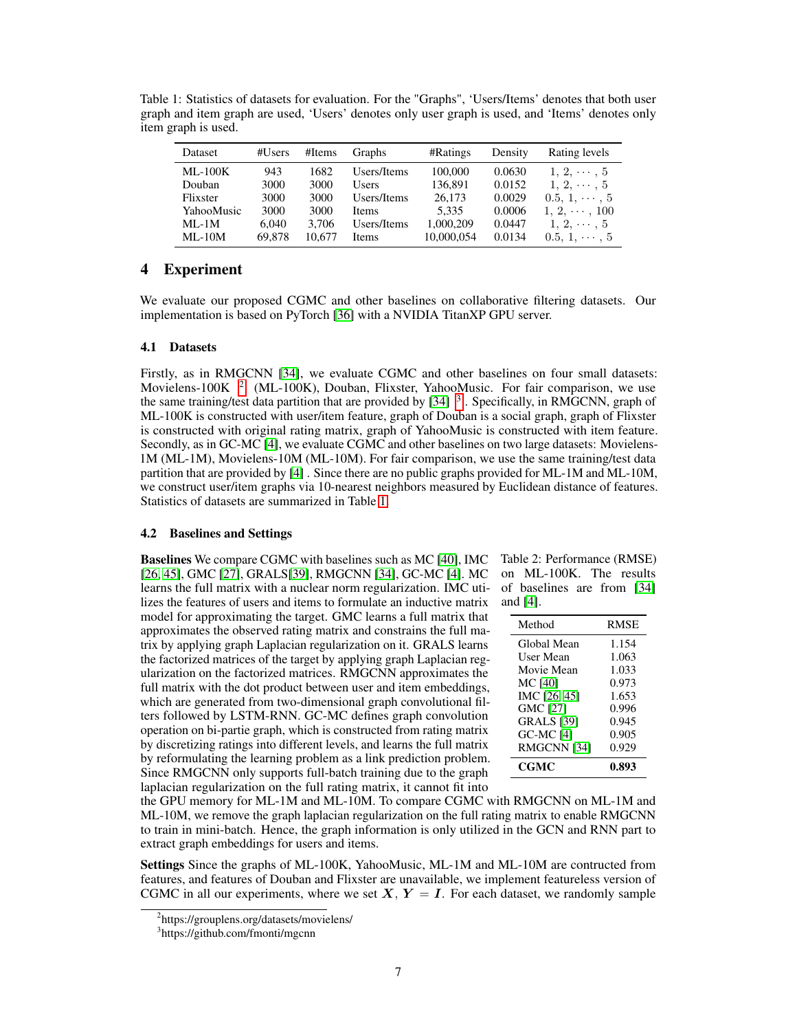Table 1: Statistics of datasets for evaluation. For the "Graphs", 'Users/Items' denotes that both user graph and item graph are used, 'Users' denotes only user graph is used, and 'Items' denotes only item graph is used.

| Dataset | #Users | #Items | Graphs | #Ratings | Density | Rating levels |
|---|---|---|---|---|---|---|
| ML-100K | 943 | 1682 | Users/Items | 100,000 | 0.0630 | $1, 2, \cdots, 5$ |
| Douban | 3000 | 3000 | Users | 136,891 | 0.0152 | $1, 2, \cdots, 5$ |
| Flixster | 3000 | 3000 | Users/Items | 26,173 | 0.0029 | $0.5, 1, \cdots, 5$ |
| YahooMusic | 3000 | 3000 | Items | 5,335 | 0.0006 | $1, 2, \cdots, 100$ |
| ML-1M | 6,040 | 3,706 | Users/Items | 1,000,209 | 0.0447 | $1, 2, \cdots, 5$ |
| ML-10M | 69,878 | 10,677 | Items | 10,000,054 | 0.0134 | $0.5, 1, \cdots, 5$ |

# 4 Experiment

We evaluate our proposed CGMC and other baselines on collaborative filtering datasets. Our implementation is based on PyTorch [36] with a NVIDIA TitanXP GPU server.

## 4.1 Datasets

Firstly, as in RMGCNN [34], we evaluate CGMC and other baselines on four small datasets: Movielens-100K [2] (ML-100K), Douban, Flixster, YahooMusic. For fair comparison, we use the same training/test data partition that are provided by [34] [3]. Specifically, in RMGCNN, graph of ML-100K is constructed with user/item feature, graph of Douban is a social graph, graph of Flixster is constructed with original rating matrix, graph of YahooMusic is constructed with item feature. Secondly, as in GC-MC [4], we evaluate CGMC and other baselines on two large datasets: Movielens-1M (ML-1M), Movielens-10M (ML-10M). For fair comparison, we use the same training/test data partition that are provided by [4] . Since there are no public graphs provided for ML-1M and ML-10M, we construct user/item graphs via 10-nearest neighbors measured by Euclidean distance of features. Statistics of datasets are summarized in Table 1.

## 4.2 Baselines and Settings

**Baselines** We compare CGMC with baselines such as MC [40], IMC [26, 45], GMC [27], GRALS[39], RMGCNN [34], GC-MC [4]. MC learns the full matrix with a nuclear norm regularization. IMC utilizes the features of users and items to formulate an inductive matrix model for approximating the target. GMC learns a full matrix that approximates the observed rating matrix and constrains the full matrix by applying graph Laplacian regularization on it. GRALS learns the factorized matrices of the target by applying graph Laplacian regularization on the factorized matrices. RMGCNN approximates the full matrix with the dot product between user and item embeddings, which are generated from two-dimensional graph convolutional filters followed by LSTM-RNN. GC-MC defines graph convolution operation on bi-partie graph, which is constructed from rating matrix by discretizing ratings into different levels, and learns the full matrix by reformulating the learning problem as a link prediction problem. Since RMGCNN only supports full-batch training due to the graph laplacian regularization on the full rating matrix, it cannot fit into the GPU memory for ML-1M and ML-10M. To compare CGMC with RMGCNN on ML-1M and ML-10M, we remove the graph laplacian regularization on the full rating matrix to enable RMGCNN to train in mini-batch. Hence, the graph information is only utilized in the GCN and RNN part to extract graph embeddings for users and items.

Table 2: Performance (RMSE) on ML-100K. The results of baselines are from [34] and [4].

| Method | RMSE |
|---|---|
| Global Mean | 1.154 |
| User Mean | 1.063 |
| Movie Mean | 1.033 |
| MC [40] | 0.973 |
| IMC [26, 45] | 1.653 |
| GMC [27] | 0.996 |
| GRALS [39] | 0.945 |
| GC-MC [4] | 0.905 |
| RMGCNN [34] | 0.929 |
| **CGMC** | **0.893** |

**Settings** Since the graphs of ML-100K, YahooMusic, ML-1M and ML-10M are contructed from features, and features of Douban and Flixster are unavailable, we implement featureless version of CGMC in all our experiments, where we set $\boldsymbol{X}, \boldsymbol{Y} = \boldsymbol{I}$. For each dataset, we randomly sample

[2] https://grouplens.org/datasets/movielens/

[3] https://github.com/fmonti/mgcnn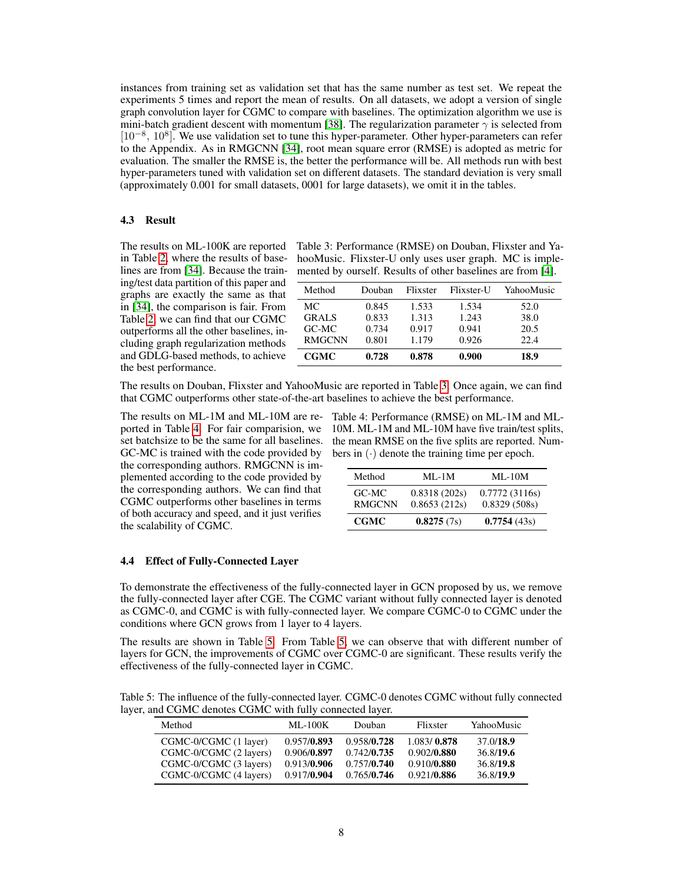instances from training set as validation set that has the same number as test set. We repeat the experiments 5 times and report the mean of results. On all datasets, we adopt a version of single graph convolution layer for CGMC to compare with baselines. The optimization algorithm we use is mini-batch gradient descent with momentum [38]. The regularization parameter $\gamma$ is selected from $[10^{-8}, 10^{8}]$. We use validation set to tune this hyper-parameter. Other hyper-parameters can refer to the Appendix. As in RMGCNN [34], root mean square error (RMSE) is adopted as metric for evaluation. The smaller the RMSE is, the better the performance will be. All methods run with best hyper-parameters tuned with validation set on different datasets. The standard deviation is very small (approximately 0.001 for small datasets, 0001 for large datasets), we omit it in the tables.

### 4.3 Result

The results on ML-100K are reported in Table 2, where the results of baselines are from [34]. Because the training/test data partition of this paper and graphs are exactly the same as that in [34], the comparison is fair. From Table 2, we can find that our CGMC outperforms all the other baselines, including graph regularization methods and GDLG-based methods, to achieve the best performance.

Table 3: Performance (RMSE) on Douban, Flixster and YahooMusic. Flixster-U only uses user graph. MC is implemented by ourself. Results of other baselines are from [4].

| Method | Douban | Flixster | Flixster-U | YahooMusic |
|---|---|---|---|---|
| MC | 0.845 | 1.533 | 1.534 | 52.0 |
| GRALS | 0.833 | 1.313 | 1.243 | 38.0 |
| GC-MC | 0.734 | 0.917 | 0.941 | 20.5 |
| RMGCNN | 0.801 | 1.179 | 0.926 | 22.4 |
| **CGMC** | **0.728** | **0.878** | **0.900** | **18.9** |

The results on Douban, Flixster and YahooMusic are reported in Table 3. Once again, we can find that CGMC outperforms other state-of-the-art baselines to achieve the best performance.

The results on ML-1M and ML-10M are reported in Table 4. For fair comparision, we set batchsize to be the same for all baselines. GC-MC is trained with the code provided by the corresponding authors. RMGCNN is implemented according to the code provided by the corresponding authors. We can find that CGMC outperforms other baselines in terms of both accuracy and speed, and it just verifies the scalability of CGMC.

Table 4: Performance (RMSE) on ML-1M and ML-10M. ML-1M and ML-10M have five train/test splits, the mean RMSE on the five splits are reported. Numbers in $(\cdot)$ denote the training time per epoch.

| Method | ML-1M | ML-10M |
|---|---|---|
| GC-MC | 0.8318 (202s) | 0.7772 (3116s) |
| RMGCNN | 0.8653 (212s) | 0.8329 (508s) |
| **CGMC** | **0.8275** (7s) | **0.7754** (43s) |

### 4.4 Effect of Fully-Connected Layer

To demonstrate the effectiveness of the fully-connected layer in GCN proposed by us, we remove the fully-connected layer after CGE. The CGMC variant without fully connected layer is denoted as CGMC-0, and CGMC is with fully-connected layer. We compare CGMC-0 to CGMC under the conditions where GCN grows from 1 layer to 4 layers.

The results are shown in Table 5. From Table 5, we can observe that with different number of layers for GCN, the improvements of CGMC over CGMC-0 are significant. These results verify the effectiveness of the fully-connected layer in CGMC.

Table 5: The influence of the fully-connected layer. CGMC-0 denotes CGMC without fully connected layer, and CGMC denotes CGMC with fully connected layer.

| Method | ML-100K | Douban | Flixster | YahooMusic |
|---|---|---|---|---|
| CGMC-0/CGMC (1 layer) | 0.957/**0.893** | 0.958/**0.728** | 1.083/ **0.878** | 37.0/**18.9** |
| CGMC-0/CGMC (2 layers) | 0.906/**0.897** | 0.742/**0.735** | 0.902/**0.880** | 36.8/**19.6** |
| CGMC-0/CGMC (3 layers) | 0.913/**0.906** | 0.757/**0.740** | 0.910/**0.880** | 36.8/**19.8** |
| CGMC-0/CGMC (4 layers) | 0.917/**0.904** | 0.765/**0.746** | 0.921/**0.886** | 36.8/**19.9** |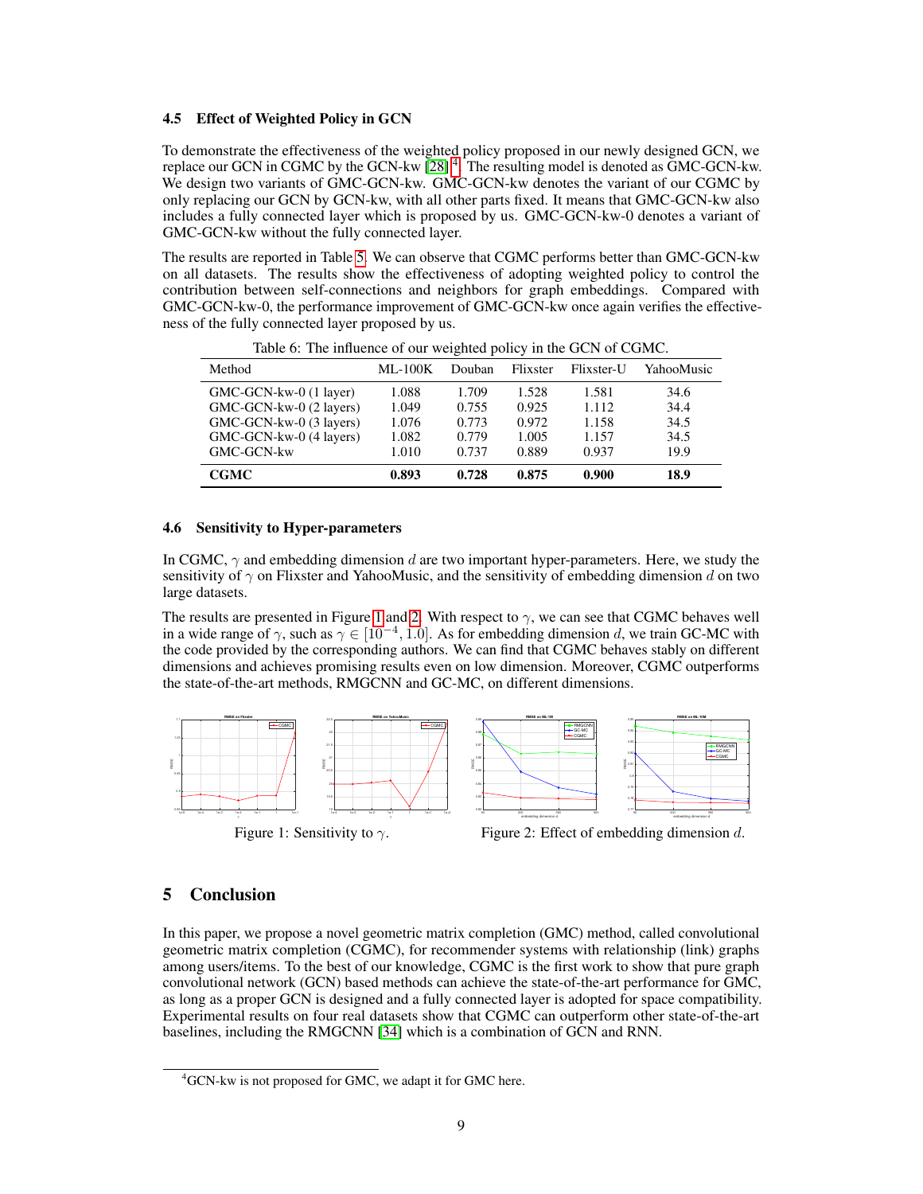### 4.5 Effect of Weighted Policy in GCN

To demonstrate the effectiveness of the weighted policy proposed in our newly designed GCN, we replace our GCN in CGMC by the GCN-kw [28] [4]. The resulting model is denoted as GMC-GCN-kw. We design two variants of GMC-GCN-kw. GMC-GCN-kw denotes the variant of our CGMC by only replacing our GCN by GCN-kw, with all other parts fixed. It means that GMC-GCN-kw also includes a fully connected layer which is proposed by us. GMC-GCN-kw-0 denotes a variant of GMC-GCN-kw without the fully connected layer.

The results are reported in Table 5. We can observe that CGMC performs better than GMC-GCN-kw on all datasets. The results show the effectiveness of adopting weighted policy to control the contribution between self-connections and neighbors for graph embeddings. Compared with GMC-GCN-kw-0, the performance improvement of GMC-GCN-kw once again verifies the effectiveness of the fully connected layer proposed by us.

Table 6: The influence of our weighted policy in the GCN of CGMC.

| Method | ML-100K | Douban | Flixster | Flixster-U | YahooMusic |
|---|---|---|---|---|---|
| GMC-GCN-kw-0 (1 layer) | 1.088 | 1.709 | 1.528 | 1.581 | 34.6 |
| GMC-GCN-kw-0 (2 layers) | 1.049 | 0.755 | 0.925 | 1.112 | 34.4 |
| GMC-GCN-kw-0 (3 layers) | 1.076 | 0.773 | 0.972 | 1.158 | 34.5 |
| GMC-GCN-kw-0 (4 layers) | 1.082 | 0.779 | 1.005 | 1.157 | 34.5 |
| GMC-GCN-kw | 1.010 | 0.737 | 0.889 | 0.937 | 19.9 |
| **CGMC** | **0.893** | **0.728** | **0.875** | **0.900** | **18.9** |

### 4.6 Sensitivity to Hyper-parameters

In CGMC, $\gamma$ and embedding dimension $d$ are two important hyper-parameters. Here, we study the sensitivity of $\gamma$ on Flixster and YahooMusic, and the sensitivity of embedding dimension $d$ on two large datasets.

The results are presented in Figure 1 and 2. With respect to $\gamma$, we can see that CGMC behaves well in a wide range of $\gamma$, such as $\gamma \in [10^{-4}, 1.0]$. As for embedding dimension $d$, we train GC-MC with the code provided by the corresponding authors. We can find that CGMC behaves stably on different dimensions and achieves promising results even on low dimension. Moreover, CGMC outperforms the state-of-the-art methods, RMGCNN and GC-MC, on different dimensions.

Figure 1: Sensitivity to $\gamma$.

Figure 2: Effect of embedding dimension $d$.

## 5 Conclusion

In this paper, we propose a novel geometric matrix completion (GMC) method, called convolutional geometric matrix completion (CGMC), for recommender systems with relationship (link) graphs among users/items. To the best of our knowledge, CGMC is the first work to show that pure graph convolutional network (GCN) based methods can achieve the state-of-the-art performance for GMC, as long as a proper GCN is designed and a fully connected layer is adopted for space compatibility. Experimental results on four real datasets show that CGMC can outperform other state-of-the-art baselines, including the RMGCNN [34] which is a combination of GCN and RNN.

[4] GCN-kw is not proposed for GMC, we adapt it for GMC here.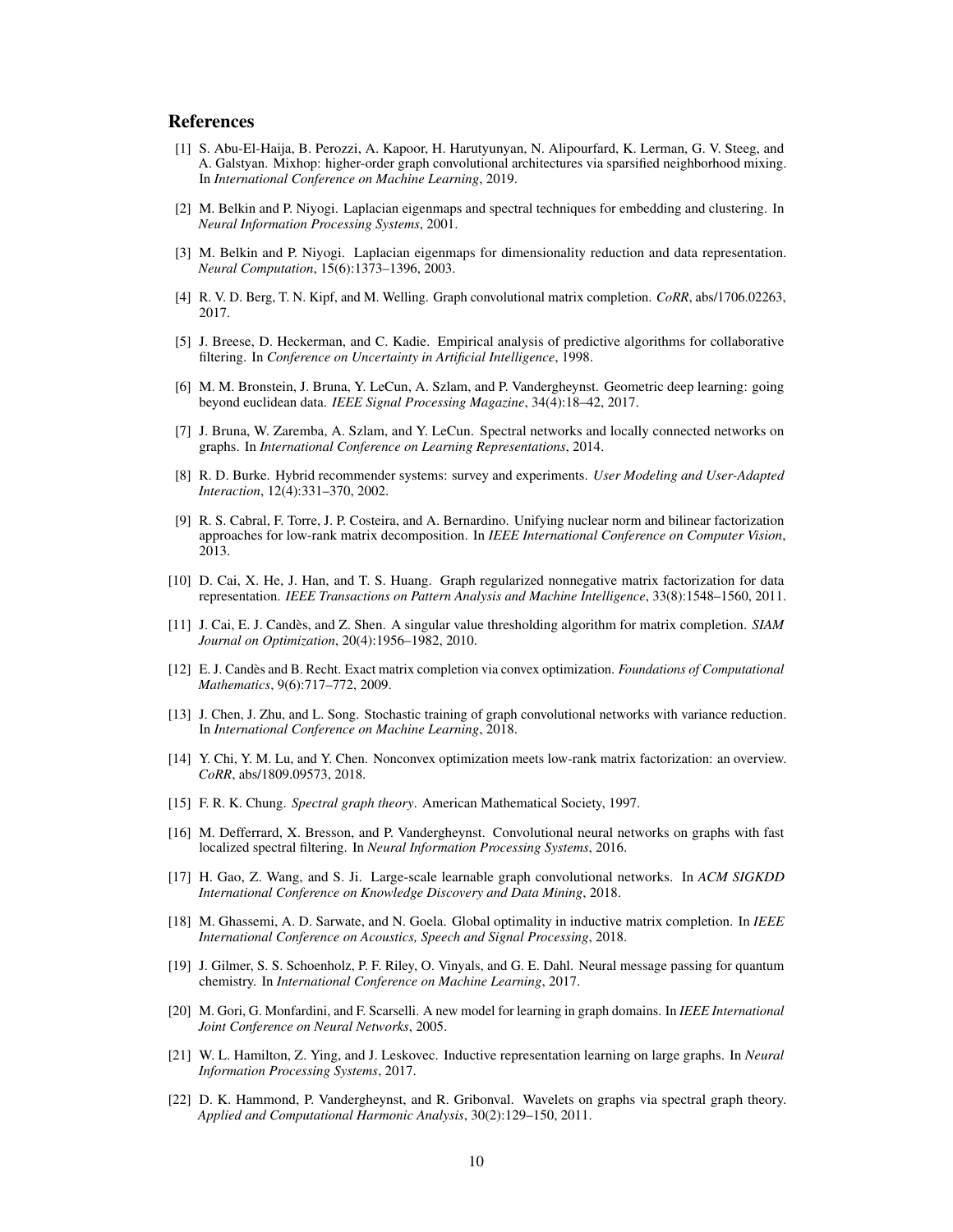## References

[1] S. Abu-El-Haija, B. Perozzi, A. Kapoor, H. Harutyunyan, N. Alipourfard, K. Lerman, G. V. Steeg, and A. Galstyan. Mixhop: higher-order graph convolutional architectures via sparsified neighborhood mixing. In *International Conference on Machine Learning*, 2019.

[2] M. Belkin and P. Niyogi. Laplacian eigenmaps and spectral techniques for embedding and clustering. In *Neural Information Processing Systems*, 2001.

[3] M. Belkin and P. Niyogi. Laplacian eigenmaps for dimensionality reduction and data representation. *Neural Computation*, 15(6):1373–1396, 2003.

[4] R. V. D. Berg, T. N. Kipf, and M. Welling. Graph convolutional matrix completion. *CoRR*, abs/1706.02263, 2017.

[5] J. Breese, D. Heckerman, and C. Kadie. Empirical analysis of predictive algorithms for collaborative filtering. In *Conference on Uncertainty in Artificial Intelligence*, 1998.

[6] M. M. Bronstein, J. Bruna, Y. LeCun, A. Szlam, and P. Vandergheynst. Geometric deep learning: going beyond euclidean data. *IEEE Signal Processing Magazine*, 34(4):18–42, 2017.

[7] J. Bruna, W. Zaremba, A. Szlam, and Y. LeCun. Spectral networks and locally connected networks on graphs. In *International Conference on Learning Representations*, 2014.

[8] R. D. Burke. Hybrid recommender systems: survey and experiments. *User Modeling and User-Adapted Interaction*, 12(4):331–370, 2002.

[9] R. S. Cabral, F. Torre, J. P. Costeira, and A. Bernardino. Unifying nuclear norm and bilinear factorization approaches for low-rank matrix decomposition. In *IEEE International Conference on Computer Vision*, 2013.

[10] D. Cai, X. He, J. Han, and T. S. Huang. Graph regularized nonnegative matrix factorization for data representation. *IEEE Transactions on Pattern Analysis and Machine Intelligence*, 33(8):1548–1560, 2011.

[11] J. Cai, E. J. Candès, and Z. Shen. A singular value thresholding algorithm for matrix completion. *SIAM Journal on Optimization*, 20(4):1956–1982, 2010.

[12] E. J. Candès and B. Recht. Exact matrix completion via convex optimization. *Foundations of Computational Mathematics*, 9(6):717–772, 2009.

[13] J. Chen, J. Zhu, and L. Song. Stochastic training of graph convolutional networks with variance reduction. In *International Conference on Machine Learning*, 2018.

[14] Y. Chi, Y. M. Lu, and Y. Chen. Nonconvex optimization meets low-rank matrix factorization: an overview. *CoRR*, abs/1809.09573, 2018.

[15] F. R. K. Chung. *Spectral graph theory*. American Mathematical Society, 1997.

[16] M. Defferrard, X. Bresson, and P. Vandergheynst. Convolutional neural networks on graphs with fast localized spectral filtering. In *Neural Information Processing Systems*, 2016.

[17] H. Gao, Z. Wang, and S. Ji. Large-scale learnable graph convolutional networks. In *ACM SIGKDD International Conference on Knowledge Discovery and Data Mining*, 2018.

[18] M. Ghassemi, A. D. Sarwate, and N. Goela. Global optimality in inductive matrix completion. In *IEEE International Conference on Acoustics, Speech and Signal Processing*, 2018.

[19] J. Gilmer, S. S. Schoenholz, P. F. Riley, O. Vinyals, and G. E. Dahl. Neural message passing for quantum chemistry. In *International Conference on Machine Learning*, 2017.

[20] M. Gori, G. Monfardini, and F. Scarselli. A new model for learning in graph domains. In *IEEE International Joint Conference on Neural Networks*, 2005.

[21] W. L. Hamilton, Z. Ying, and J. Leskovec. Inductive representation learning on large graphs. In *Neural Information Processing Systems*, 2017.

[22] D. K. Hammond, P. Vandergheynst, and R. Gribonval. Wavelets on graphs via spectral graph theory. *Applied and Computational Harmonic Analysis*, 30(2):129–150, 2011.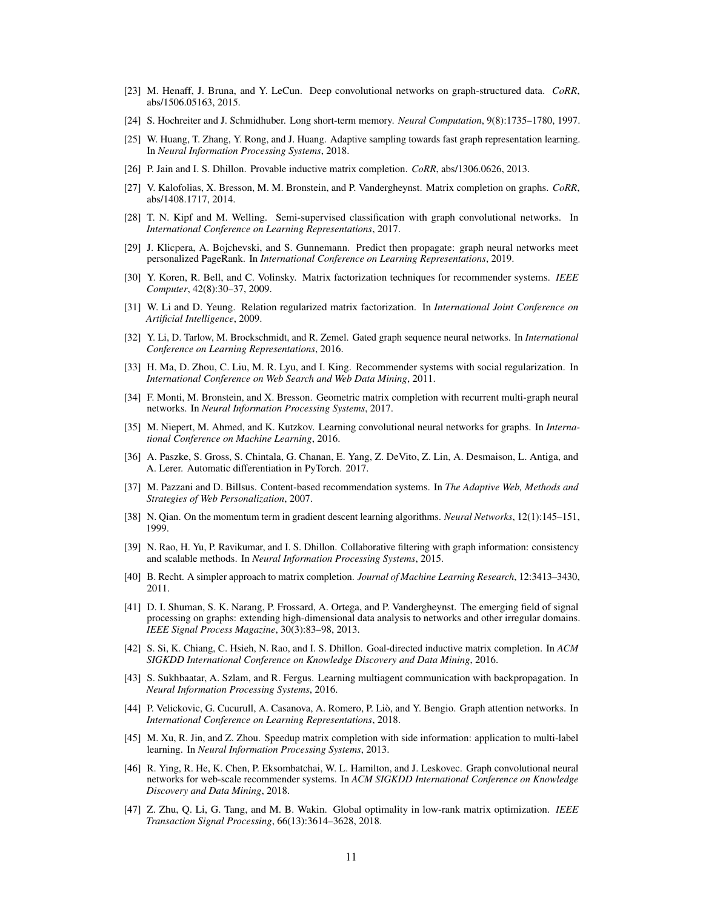[23] M. Henaff, J. Bruna, and Y. LeCun. Deep convolutional networks on graph-structured data. *CoRR*, abs/1506.05163, 2015.

[24] S. Hochreiter and J. Schmidhuber. Long short-term memory. *Neural Computation*, 9(8):1735–1780, 1997.

[25] W. Huang, T. Zhang, Y. Rong, and J. Huang. Adaptive sampling towards fast graph representation learning. In *Neural Information Processing Systems*, 2018.

[26] P. Jain and I. S. Dhillon. Provable inductive matrix completion. *CoRR*, abs/1306.0626, 2013.

[27] V. Kalofolias, X. Bresson, M. M. Bronstein, and P. Vandergheynst. Matrix completion on graphs. *CoRR*, abs/1408.1717, 2014.

[28] T. N. Kipf and M. Welling. Semi-supervised classification with graph convolutional networks. In *International Conference on Learning Representations*, 2017.

[29] J. Klicpera, A. Bojchevski, and S. Gunnemann. Predict then propagate: graph neural networks meet personalized PageRank. In *International Conference on Learning Representations*, 2019.

[30] Y. Koren, R. Bell, and C. Volinsky. Matrix factorization techniques for recommender systems. *IEEE Computer*, 42(8):30–37, 2009.

[31] W. Li and D. Yeung. Relation regularized matrix factorization. In *International Joint Conference on Artificial Intelligence*, 2009.

[32] Y. Li, D. Tarlow, M. Brockschmidt, and R. Zemel. Gated graph sequence neural networks. In *International Conference on Learning Representations*, 2016.

[33] H. Ma, D. Zhou, C. Liu, M. R. Lyu, and I. King. Recommender systems with social regularization. In *International Conference on Web Search and Web Data Mining*, 2011.

[34] F. Monti, M. Bronstein, and X. Bresson. Geometric matrix completion with recurrent multi-graph neural networks. In *Neural Information Processing Systems*, 2017.

[35] M. Niepert, M. Ahmed, and K. Kutzkov. Learning convolutional neural networks for graphs. In *International Conference on Machine Learning*, 2016.

[36] A. Paszke, S. Gross, S. Chintala, G. Chanan, E. Yang, Z. DeVito, Z. Lin, A. Desmaison, L. Antiga, and A. Lerer. Automatic differentiation in PyTorch. 2017.

[37] M. Pazzani and D. Billsus. Content-based recommendation systems. In *The Adaptive Web, Methods and Strategies of Web Personalization*, 2007.

[38] N. Qian. On the momentum term in gradient descent learning algorithms. *Neural Networks*, 12(1):145–151, 1999.

[39] N. Rao, H. Yu, P. Ravikumar, and I. S. Dhillon. Collaborative filtering with graph information: consistency and scalable methods. In *Neural Information Processing Systems*, 2015.

[40] B. Recht. A simpler approach to matrix completion. *Journal of Machine Learning Research*, 12:3413–3430, 2011.

[41] D. I. Shuman, S. K. Narang, P. Frossard, A. Ortega, and P. Vandergheynst. The emerging field of signal processing on graphs: extending high-dimensional data analysis to networks and other irregular domains. *IEEE Signal Process Magazine*, 30(3):83–98, 2013.

[42] S. Si, K. Chiang, C. Hsieh, N. Rao, and I. S. Dhillon. Goal-directed inductive matrix completion. In *ACM SIGKDD International Conference on Knowledge Discovery and Data Mining*, 2016.

[43] S. Sukhbaatar, A. Szlam, and R. Fergus. Learning multiagent communication with backpropagation. In *Neural Information Processing Systems*, 2016.

[44] P. Velickovic, G. Cucurull, A. Casanova, A. Romero, P. Liò, and Y. Bengio. Graph attention networks. In *International Conference on Learning Representations*, 2018.

[45] M. Xu, R. Jin, and Z. Zhou. Speedup matrix completion with side information: application to multi-label learning. In *Neural Information Processing Systems*, 2013.

[46] R. Ying, R. He, K. Chen, P. Eksombatchai, W. L. Hamilton, and J. Leskovec. Graph convolutional neural networks for web-scale recommender systems. In *ACM SIGKDD International Conference on Knowledge Discovery and Data Mining*, 2018.

[47] Z. Zhu, Q. Li, G. Tang, and M. B. Wakin. Global optimality in low-rank matrix optimization. *IEEE Transaction Signal Processing*, 66(13):3614–3628, 2018.